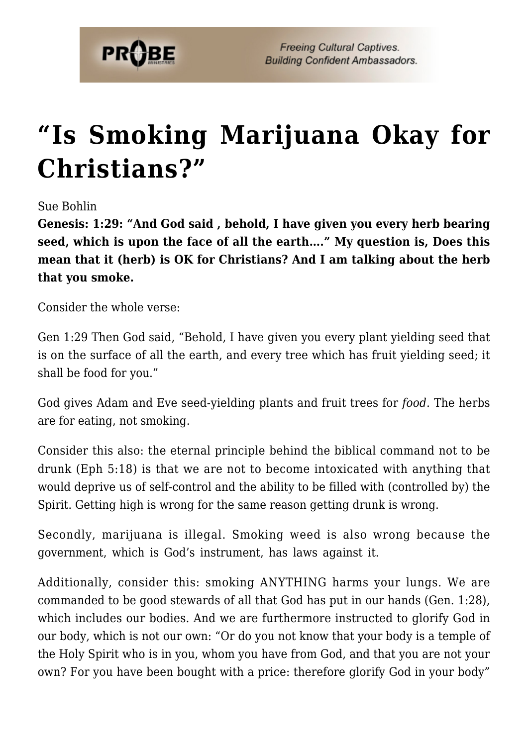# “Is Smoking Marijuana Okay for Christians?”

Sue Bohlin

**Genesis: 1:29: “And God said , behold, I have given you every herb bearing seed, which is upon the face of all the earth….” My question is, Does this mean that it (herb) is OK for Christians? And I am talking about the herb that you smoke.**

Consider the whole verse:

Gen 1:29 Then God said, “Behold, I have given you every plant yielding seed that is on the surface of all the earth, and every tree which has fruit yielding seed; it shall be food for you.”

God gives Adam and Eve seed-yielding plants and fruit trees for *food*. The herbs are for eating, not smoking.

Consider this also: the eternal principle behind the biblical command not to be drunk (Eph 5:18) is that we are not to become intoxicated with anything that would deprive us of self-control and the ability to be filled with (controlled by) the Spirit. Getting high is wrong for the same reason getting drunk is wrong.

Secondly, marijuana is illegal. Smoking weed is also wrong because the government, which is God’s instrument, has laws against it.

Additionally, consider this: smoking ANYTHING harms your lungs. We are commanded to be good stewards of all that God has put in our hands (Gen. 1:28), which includes our bodies. And we are furthermore instructed to glorify God in our body, which is not our own: “Or do you not know that your body is a temple of the Holy Spirit who is in you, whom you have from God, and that you are not your own? For you have been bought with a price: therefore glorify God in your body”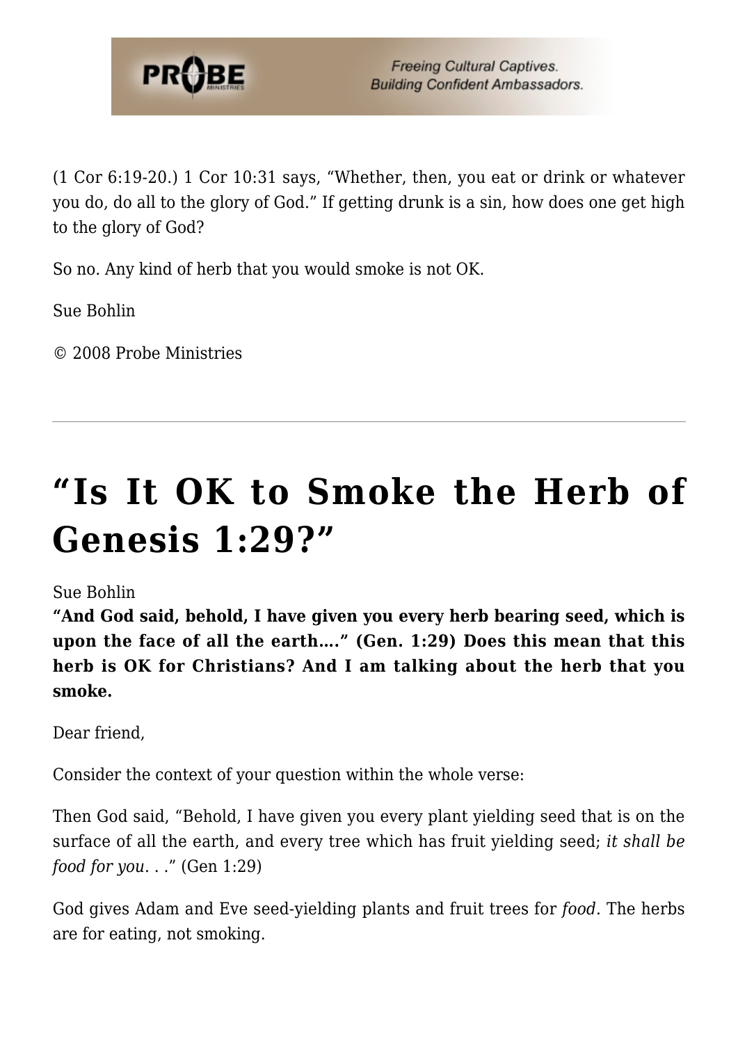(1 Cor 6:19-20.) 1 Cor 10:31 says, "Whether, then, you eat or drink or whatever you do, do all to the glory of God." If getting drunk is a sin, how does one get high to the glory of God?

So no. Any kind of herb that you would smoke is not OK.

Sue Bohlin

© 2008 Probe Ministries

---

# "Is It OK to Smoke the Herb of Genesis 1:29?"

Sue Bohlin

**"And God said, behold, I have given you every herb bearing seed, which is upon the face of all the earth…." (Gen. 1:29) Does this mean that this herb is OK for Christians? And I am talking about the herb that you smoke.**

Dear friend,

Consider the context of your question within the whole verse:

Then God said, "Behold, I have given you every plant yielding seed that is on the surface of all the earth, and every tree which has fruit yielding seed; *it shall be food for you*. . ." (Gen 1:29)

God gives Adam and Eve seed-yielding plants and fruit trees for *food*. The herbs are for eating, not smoking.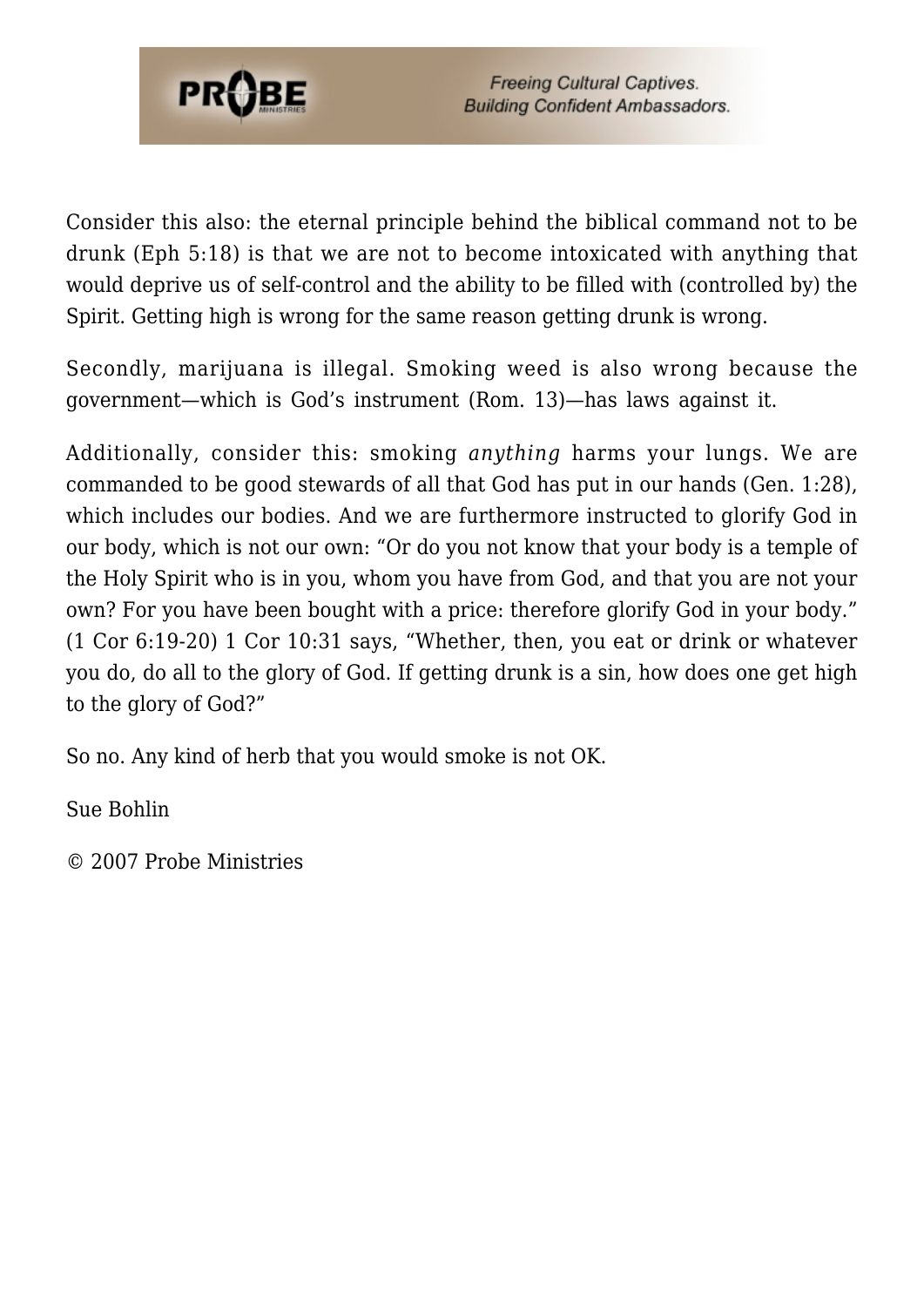Consider this also: the eternal principle behind the biblical command not to be drunk (Eph 5:18) is that we are not to become intoxicated with anything that would deprive us of self-control and the ability to be filled with (controlled by) the Spirit. Getting high is wrong for the same reason getting drunk is wrong.

Secondly, marijuana is illegal. Smoking weed is also wrong because the government—which is God's instrument (Rom. 13)—has laws against it.

Additionally, consider this: smoking *anything* harms your lungs. We are commanded to be good stewards of all that God has put in our hands (Gen. 1:28), which includes our bodies. And we are furthermore instructed to glorify God in our body, which is not our own: "Or do you not know that your body is a temple of the Holy Spirit who is in you, whom you have from God, and that you are not your own? For you have been bought with a price: therefore glorify God in your body." (1 Cor 6:19-20) 1 Cor 10:31 says, "Whether, then, you eat or drink or whatever you do, do all to the glory of God. If getting drunk is a sin, how does one get high to the glory of God?"

So no. Any kind of herb that you would smoke is not OK.

Sue Bohlin

© 2007 Probe Ministries